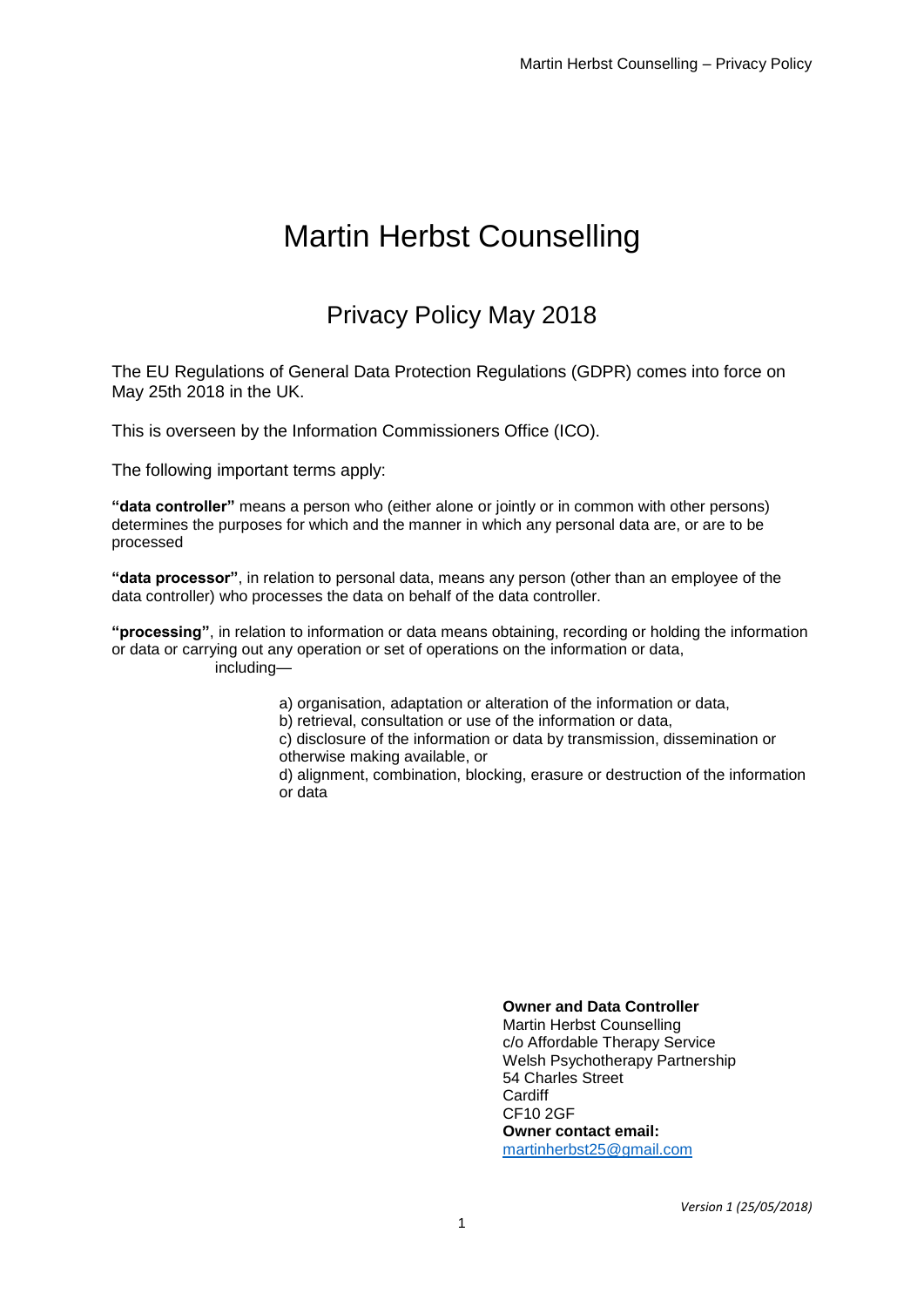# Martin Herbst Counselling

## Privacy Policy May 2018

The EU Regulations of General Data Protection Regulations (GDPR) comes into force on May 25th 2018 in the UK.

This is overseen by the Information Commissioners Office (ICO).

The following important terms apply:

**"data controller"** means a person who (either alone or jointly or in common with other persons) determines the purposes for which and the manner in which any personal data are, or are to be processed

**"data processor"**, in relation to personal data, means any person (other than an employee of the data controller) who processes the data on behalf of the data controller.

**"processing"**, in relation to information or data means obtaining, recording or holding the information or data or carrying out any operation or set of operations on the information or data, including—

a) organisation, adaptation or alteration of the information or data,
b) retrieval, consultation or use of the information or data,
c) disclosure of the information or data by transmission, dissemination or otherwise making available, or
d) alignment, combination, blocking, erasure or destruction of the information or data

**Owner and Data Controller**
Martin Herbst Counselling
c/o Affordable Therapy Service
Welsh Psychotherapy Partnership
54 Charles Street
Cardiff
CF10 2GF
**Owner contact email:**
martinherbst25@gmail.com

*Version 1 (25/05/2018)*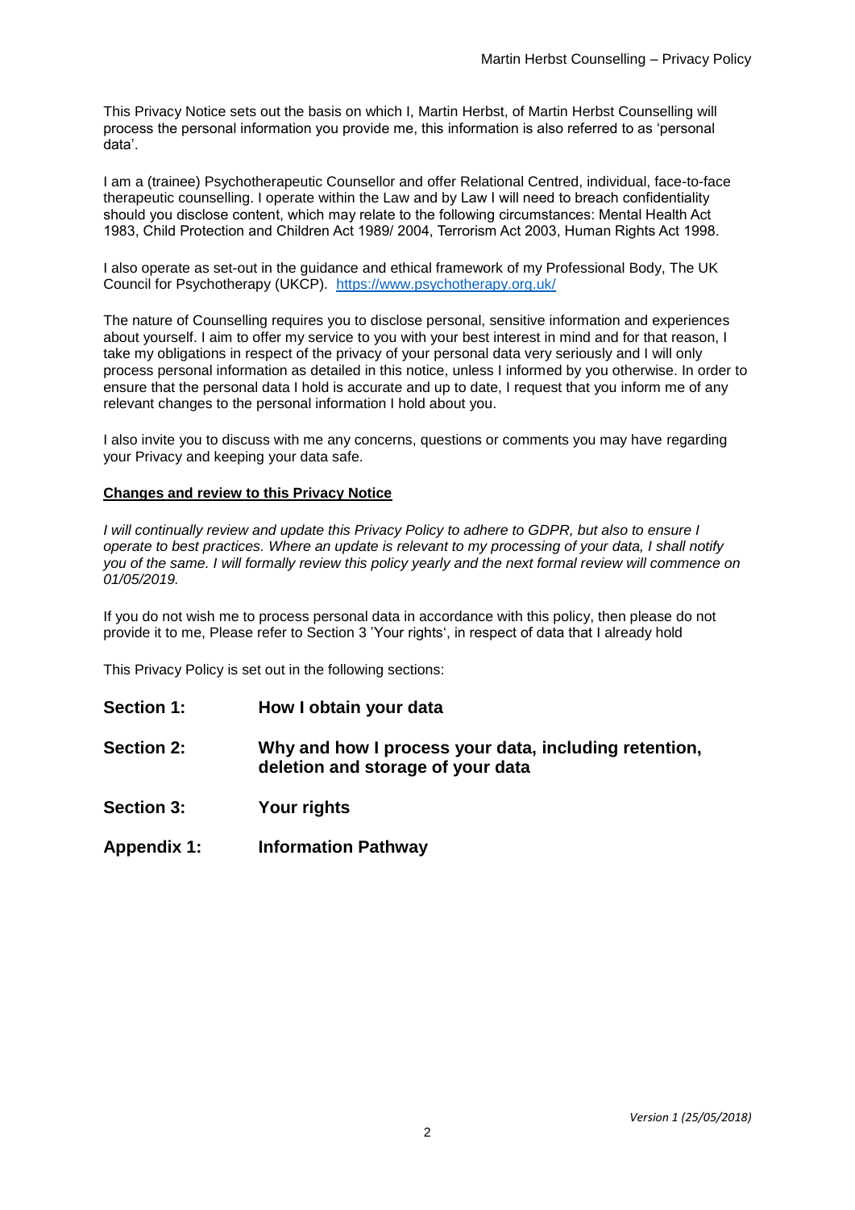This Privacy Notice sets out the basis on which I, Martin Herbst, of Martin Herbst Counselling will process the personal information you provide me, this information is also referred to as 'personal data'.

I am a (trainee) Psychotherapeutic Counsellor and offer Relational Centred, individual, face-to-face therapeutic counselling. I operate within the Law and by Law I will need to breach confidentiality should you disclose content, which may relate to the following circumstances: Mental Health Act 1983, Child Protection and Children Act 1989/ 2004, Terrorism Act 2003, Human Rights Act 1998.

I also operate as set-out in the guidance and ethical framework of my Professional Body, The UK Council for Psychotherapy (UKCP). https://www.psychotherapy.org.uk/

The nature of Counselling requires you to disclose personal, sensitive information and experiences about yourself. I aim to offer my service to you with your best interest in mind and for that reason, I take my obligations in respect of the privacy of your personal data very seriously and I will only process personal information as detailed in this notice, unless I informed by you otherwise. In order to ensure that the personal data I hold is accurate and up to date, I request that you inform me of any relevant changes to the personal information I hold about you.

I also invite you to discuss with me any concerns, questions or comments you may have regarding your Privacy and keeping your data safe.

**Changes and review to this Privacy Notice**

*I will continually review and update this Privacy Policy to adhere to GDPR, but also to ensure I operate to best practices. Where an update is relevant to my processing of your data, I shall notify you of the same. I will formally review this policy yearly and the next formal review will commence on 01/05/2019.*

If you do not wish me to process personal data in accordance with this policy, then please do not provide it to me, Please refer to Section 3 'Your rights', in respect of data that I already hold

This Privacy Policy is set out in the following sections:

**Section 1:** **How I obtain your data**

**Section 2:** **Why and how I process your data, including retention, deletion and storage of your data**

**Section 3:** **Your rights**

**Appendix 1:** **Information Pathway**

*Version 1 (25/05/2018)*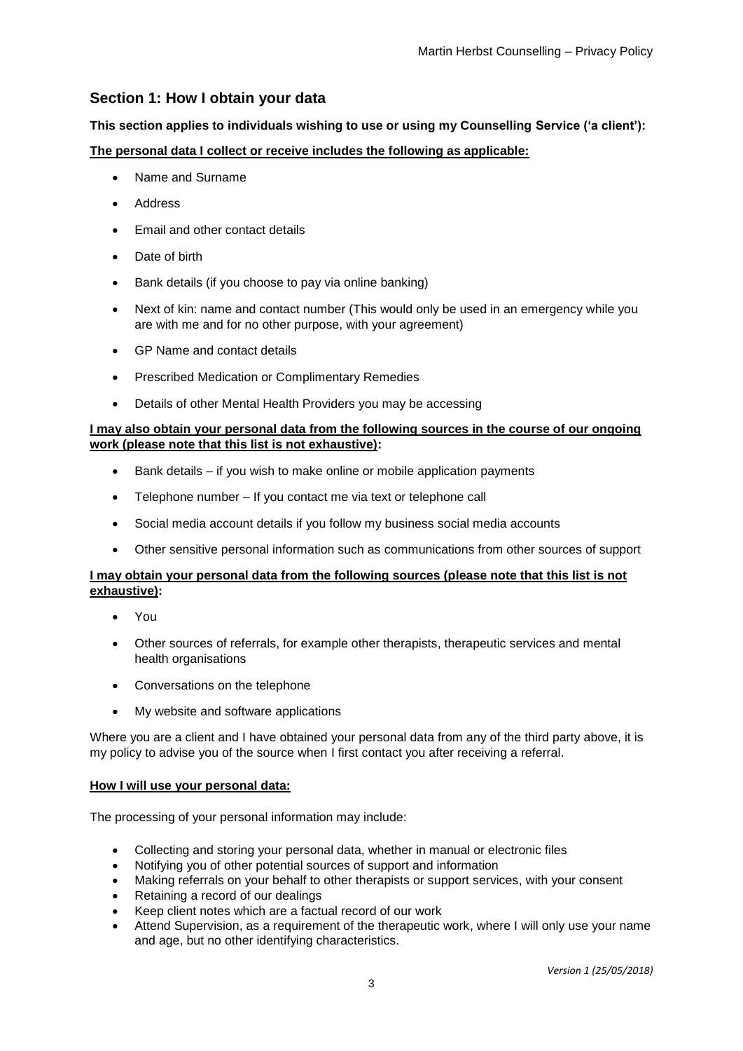## Section 1: How I obtain your data

**This section applies to individuals wishing to use or using my Counselling Service ('a client'):**

**The personal data I collect or receive includes the following as applicable:**

- Name and Surname
- Address
- Email and other contact details
- Date of birth
- Bank details (if you choose to pay via online banking)
- Next of kin: name and contact number (This would only be used in an emergency while you are with me and for no other purpose, with your agreement)
- GP Name and contact details
- Prescribed Medication or Complimentary Remedies
- Details of other Mental Health Providers you may be accessing

**I may also obtain your personal data from the following sources in the course of our ongoing work (please note that this list is not exhaustive):**

- Bank details – if you wish to make online or mobile application payments
- Telephone number – If you contact me via text or telephone call
- Social media account details if you follow my business social media accounts
- Other sensitive personal information such as communications from other sources of support

**I may obtain your personal data from the following sources (please note that this list is not exhaustive):**

- You
- Other sources of referrals, for example other therapists, therapeutic services and mental health organisations
- Conversations on the telephone
- My website and software applications

Where you are a client and I have obtained your personal data from any of the third party above, it is my policy to advise you of the source when I first contact you after receiving a referral.

**How I will use your personal data:**

The processing of your personal information may include:

- Collecting and storing your personal data, whether in manual or electronic files
- Notifying you of other potential sources of support and information
- Making referrals on your behalf to other therapists or support services, with your consent
- Retaining a record of our dealings
- Keep client notes which are a factual record of our work
- Attend Supervision, as a requirement of the therapeutic work, where I will only use your name and age, but no other identifying characteristics.

*Version 1 (25/05/2018)*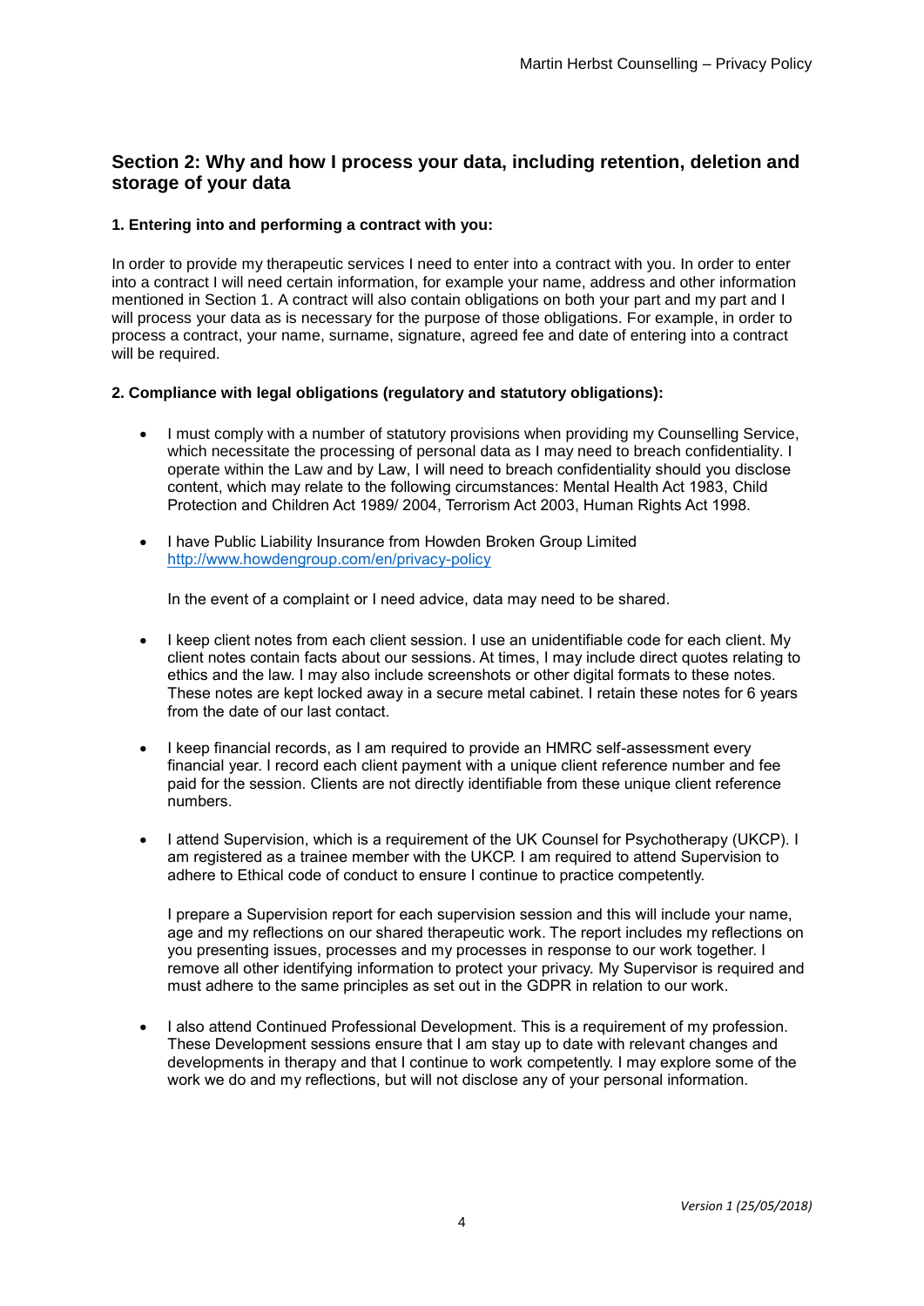## Section 2: Why and how I process your data, including retention, deletion and storage of your data

**1. Entering into and performing a contract with you:**

In order to provide my therapeutic services I need to enter into a contract with you. In order to enter into a contract I will need certain information, for example your name, address and other information mentioned in Section 1. A contract will also contain obligations on both your part and my part and I will process your data as is necessary for the purpose of those obligations. For example, in order to process a contract, your name, surname, signature, agreed fee and date of entering into a contract will be required.

**2. Compliance with legal obligations (regulatory and statutory obligations):**

- I must comply with a number of statutory provisions when providing my Counselling Service, which necessitate the processing of personal data as I may need to breach confidentiality. I operate within the Law and by Law, I will need to breach confidentiality should you disclose content, which may relate to the following circumstances: Mental Health Act 1983, Child Protection and Children Act 1989/ 2004, Terrorism Act 2003, Human Rights Act 1998.

- I have Public Liability Insurance from Howden Broken Group Limited http://www.howdengroup.com/en/privacy-policy

  In the event of a complaint or I need advice, data may need to be shared.

- I keep client notes from each client session. I use an unidentifiable code for each client. My client notes contain facts about our sessions. At times, I may include direct quotes relating to ethics and the law. I may also include screenshots or other digital formats to these notes. These notes are kept locked away in a secure metal cabinet. I retain these notes for 6 years from the date of our last contact.

- I keep financial records, as I am required to provide an HMRC self-assessment every financial year. I record each client payment with a unique client reference number and fee paid for the session. Clients are not directly identifiable from these unique client reference numbers.

- I attend Supervision, which is a requirement of the UK Counsel for Psychotherapy (UKCP). I am registered as a trainee member with the UKCP. I am required to attend Supervision to adhere to Ethical code of conduct to ensure I continue to practice competently.

  I prepare a Supervision report for each supervision session and this will include your name, age and my reflections on our shared therapeutic work. The report includes my reflections on you presenting issues, processes and my processes in response to our work together. I remove all other identifying information to protect your privacy. My Supervisor is required and must adhere to the same principles as set out in the GDPR in relation to our work.

- I also attend Continued Professional Development. This is a requirement of my profession. These Development sessions ensure that I am stay up to date with relevant changes and developments in therapy and that I continue to work competently. I may explore some of the work we do and my reflections, but will not disclose any of your personal information.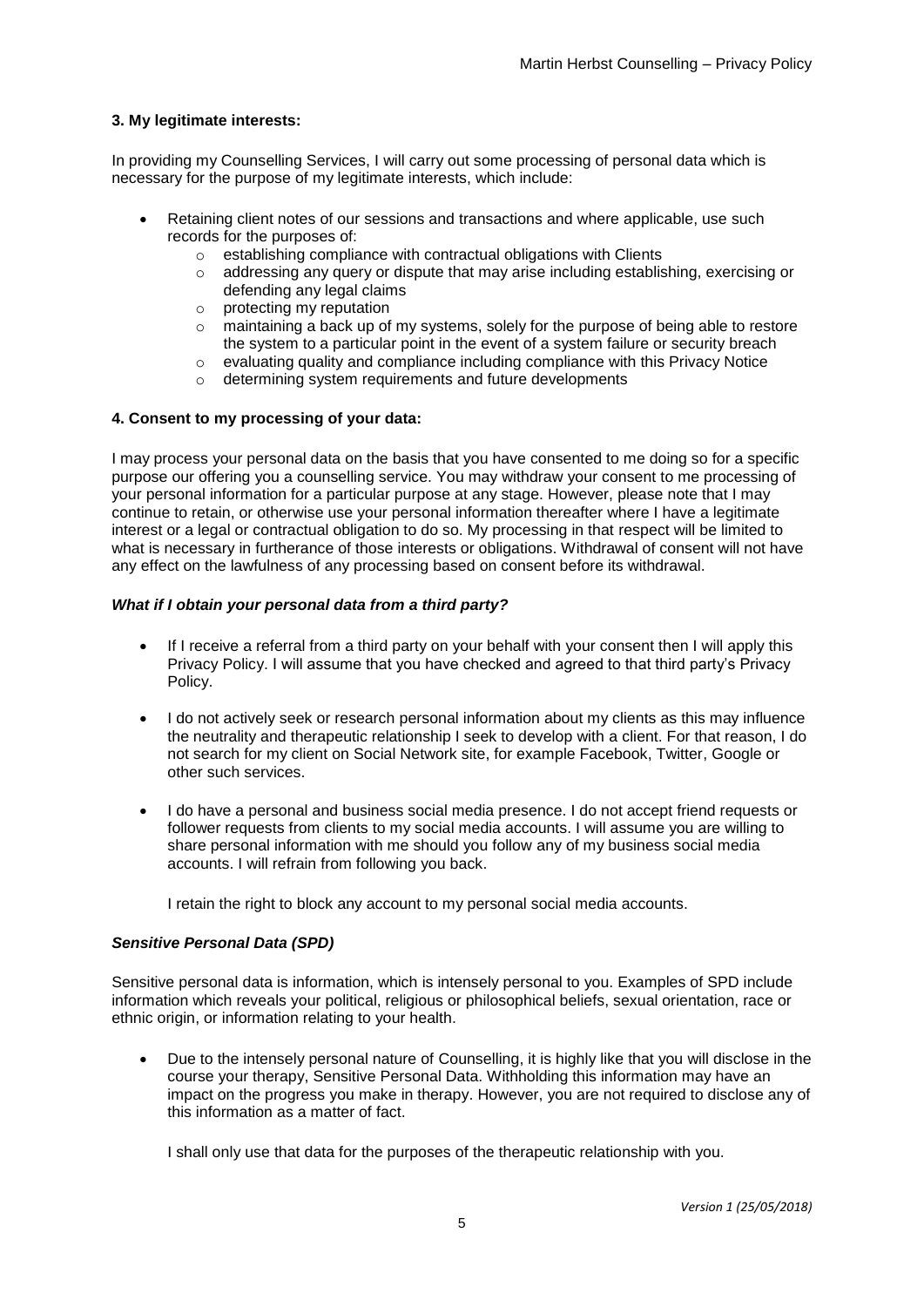**3. My legitimate interests:**

In providing my Counselling Services, I will carry out some processing of personal data which is necessary for the purpose of my legitimate interests, which include:

- Retaining client notes of our sessions and transactions and where applicable, use such records for the purposes of:
    - establishing compliance with contractual obligations with Clients
    - addressing any query or dispute that may arise including establishing, exercising or defending any legal claims
    - protecting my reputation
    - maintaining a back up of my systems, solely for the purpose of being able to restore the system to a particular point in the event of a system failure or security breach
    - evaluating quality and compliance including compliance with this Privacy Notice
    - determining system requirements and future developments

**4. Consent to my processing of your data:**

I may process your personal data on the basis that you have consented to me doing so for a specific purpose our offering you a counselling service. You may withdraw your consent to me processing of your personal information for a particular purpose at any stage. However, please note that I may continue to retain, or otherwise use your personal information thereafter where I have a legitimate interest or a legal or contractual obligation to do so. My processing in that respect will be limited to what is necessary in furtherance of those interests or obligations. Withdrawal of consent will not have any effect on the lawfulness of any processing based on consent before its withdrawal.

***What if I obtain your personal data from a third party?***

- If I receive a referral from a third party on your behalf with your consent then I will apply this Privacy Policy. I will assume that you have checked and agreed to that third party's Privacy Policy.

- I do not actively seek or research personal information about my clients as this may influence the neutrality and therapeutic relationship I seek to develop with a client. For that reason, I do not search for my client on Social Network site, for example Facebook, Twitter, Google or other such services.

- I do have a personal and business social media presence. I do not accept friend requests or follower requests from clients to my social media accounts. I will assume you are willing to share personal information with me should you follow any of my business social media accounts. I will refrain from following you back.

  I retain the right to block any account to my personal social media accounts.

***Sensitive Personal Data (SPD)***

Sensitive personal data is information, which is intensely personal to you. Examples of SPD include information which reveals your political, religious or philosophical beliefs, sexual orientation, race or ethnic origin, or information relating to your health.

- Due to the intensely personal nature of Counselling, it is highly like that you will disclose in the course your therapy, Sensitive Personal Data. Withholding this information may have an impact on the progress you make in therapy. However, you are not required to disclose any of this information as a matter of fact.

  I shall only use that data for the purposes of the therapeutic relationship with you.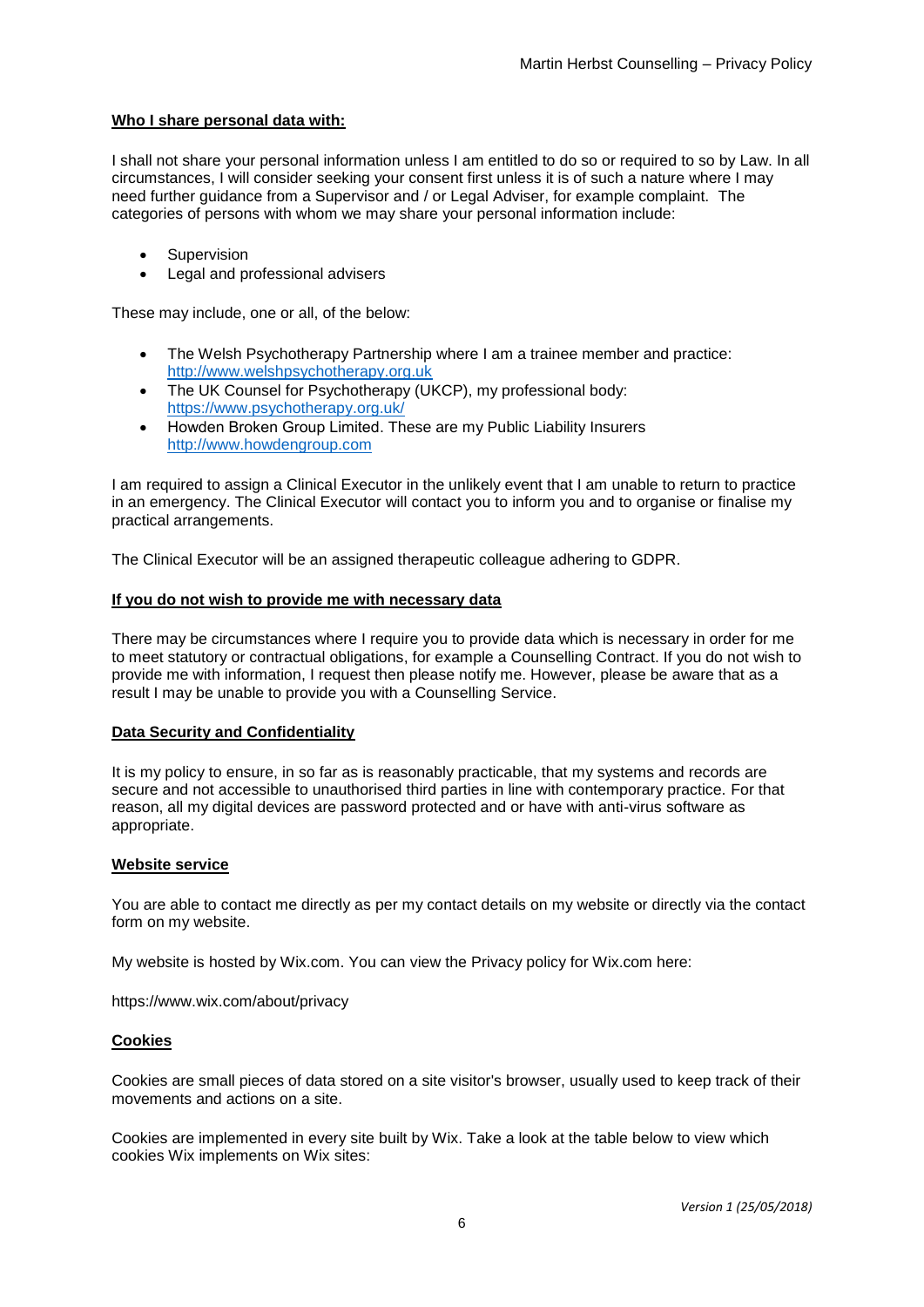**Who I share personal data with:**

I shall not share your personal information unless I am entitled to do so or required to so by Law. In all circumstances, I will consider seeking your consent first unless it is of such a nature where I may need further guidance from a Supervisor and / or Legal Adviser, for example complaint. The categories of persons with whom we may share your personal information include:

- Supervision
- Legal and professional advisers

These may include, one or all, of the below:

- The Welsh Psychotherapy Partnership where I am a trainee member and practice: http://www.welshpsychotherapy.org.uk
- The UK Counsel for Psychotherapy (UKCP), my professional body: https://www.psychotherapy.org.uk/
- Howden Broken Group Limited. These are my Public Liability Insurers http://www.howdengroup.com

I am required to assign a Clinical Executor in the unlikely event that I am unable to return to practice in an emergency. The Clinical Executor will contact you to inform you and to organise or finalise my practical arrangements.

The Clinical Executor will be an assigned therapeutic colleague adhering to GDPR.

**If you do not wish to provide me with necessary data**

There may be circumstances where I require you to provide data which is necessary in order for me to meet statutory or contractual obligations, for example a Counselling Contract. If you do not wish to provide me with information, I request then please notify me. However, please be aware that as a result I may be unable to provide you with a Counselling Service.

**Data Security and Confidentiality**

It is my policy to ensure, in so far as is reasonably practicable, that my systems and records are secure and not accessible to unauthorised third parties in line with contemporary practice. For that reason, all my digital devices are password protected and or have with anti-virus software as appropriate.

**Website service**

You are able to contact me directly as per my contact details on my website or directly via the contact form on my website.

My website is hosted by Wix.com. You can view the Privacy policy for Wix.com here:

https://www.wix.com/about/privacy

**Cookies**

Cookies are small pieces of data stored on a site visitor's browser, usually used to keep track of their movements and actions on a site.

Cookies are implemented in every site built by Wix. Take a look at the table below to view which cookies Wix implements on Wix sites:

*Version 1 (25/05/2018)*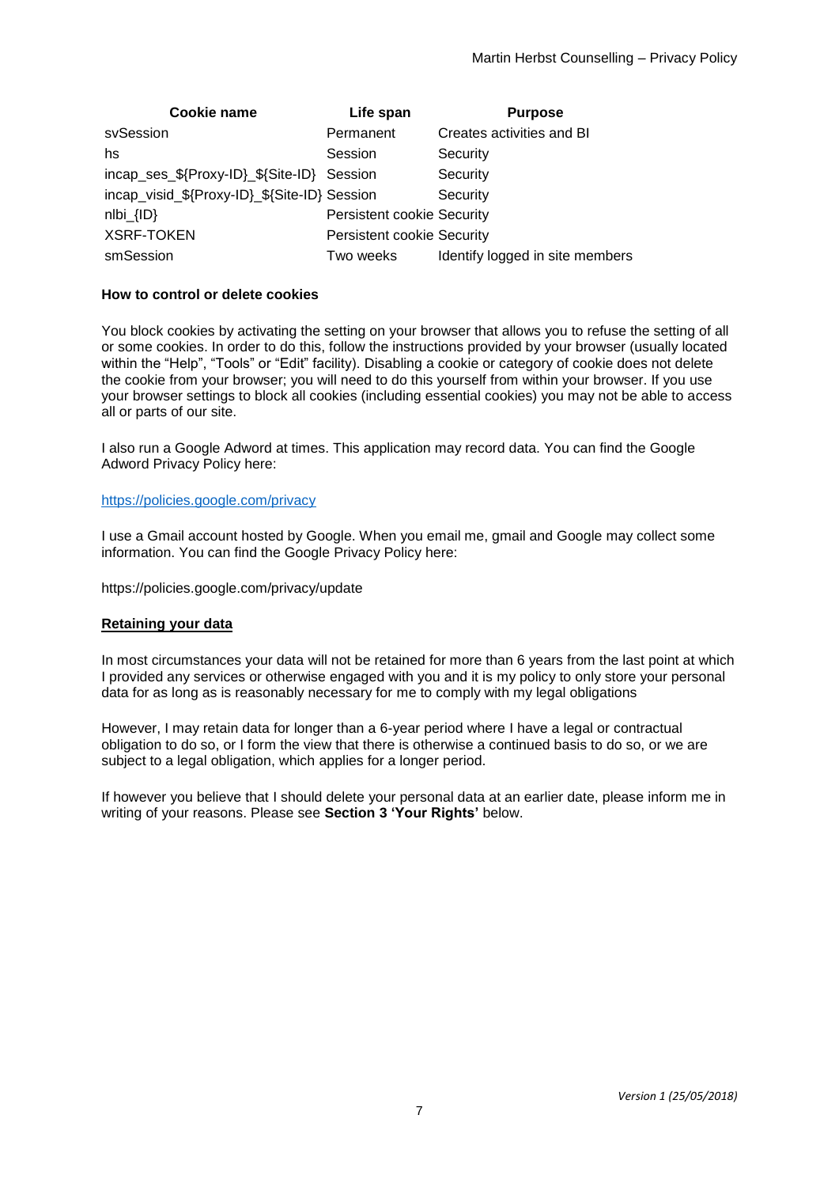| Cookie name | Life span | Purpose |
| --- | --- | --- |
| svSession | Permanent | Creates activities and BI |
| hs | Session | Security |
| incap_ses_${Proxy-ID}_${Site-ID} | Session | Security |
| incap_visid_${Proxy-ID}_${Site-ID} | Session | Security |
| nlbi_{ID} | Persistent cookie | Security |
| XSRF-TOKEN | Persistent cookie | Security |
| smSession | Two weeks | Identify logged in site members |

**How to control or delete cookies**

You block cookies by activating the setting on your browser that allows you to refuse the setting of all or some cookies. In order to do this, follow the instructions provided by your browser (usually located within the "Help", "Tools" or "Edit" facility). Disabling a cookie or category of cookie does not delete the cookie from your browser; you will need to do this yourself from within your browser. If you use your browser settings to block all cookies (including essential cookies) you may not be able to access all or parts of our site.

I also run a Google Adword at times. This application may record data. You can find the Google Adword Privacy Policy here:

https://policies.google.com/privacy

I use a Gmail account hosted by Google. When you email me, gmail and Google may collect some information. You can find the Google Privacy Policy here:

https://policies.google.com/privacy/update

**Retaining your data**

In most circumstances your data will not be retained for more than 6 years from the last point at which I provided any services or otherwise engaged with you and it is my policy to only store your personal data for as long as is reasonably necessary for me to comply with my legal obligations

However, I may retain data for longer than a 6-year period where I have a legal or contractual obligation to do so, or I form the view that there is otherwise a continued basis to do so, or we are subject to a legal obligation, which applies for a longer period.

If however you believe that I should delete your personal data at an earlier date, please inform me in writing of your reasons. Please see **Section 3 'Your Rights'** below.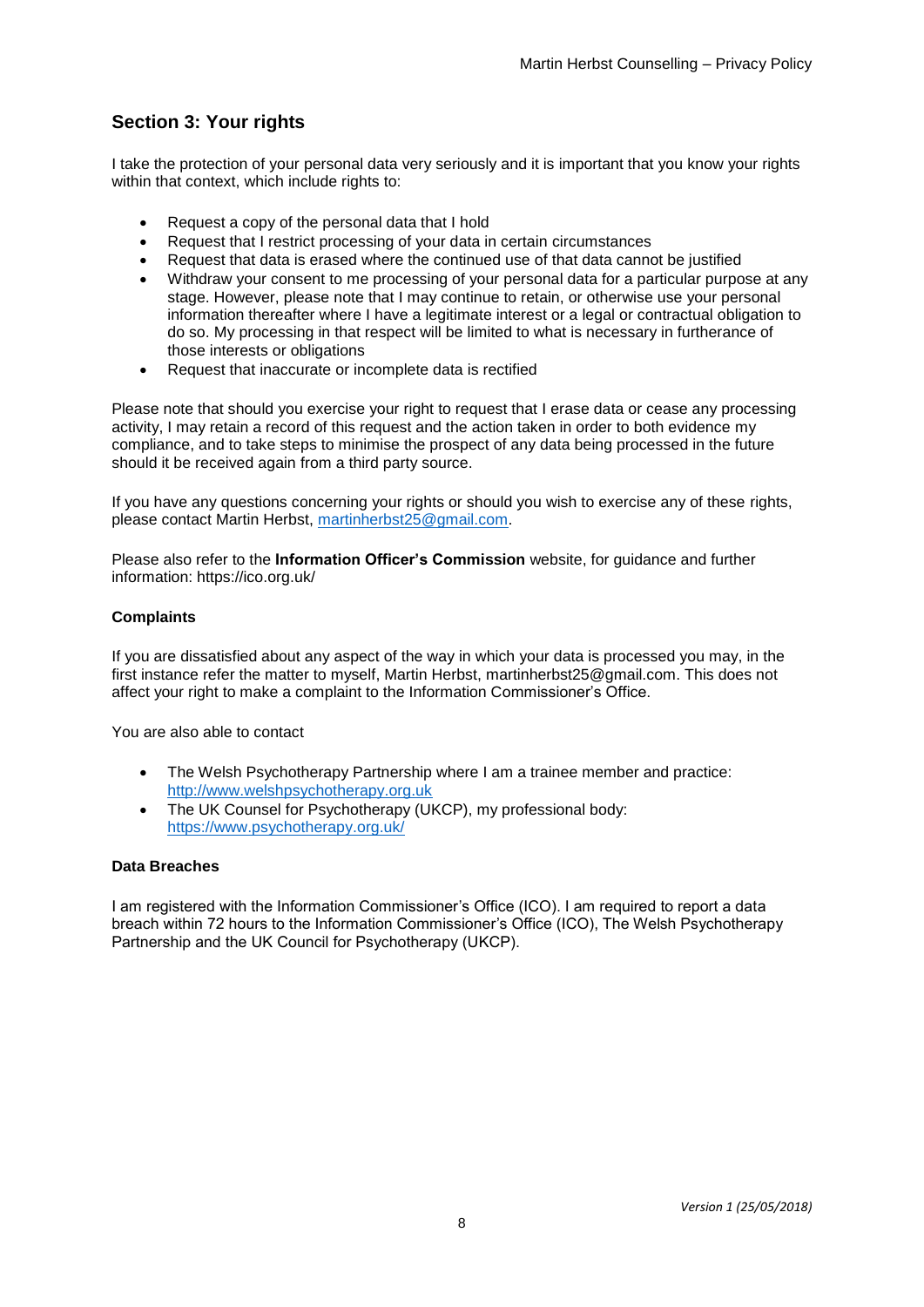## Section 3: Your rights

I take the protection of your personal data very seriously and it is important that you know your rights within that context, which include rights to:

- Request a copy of the personal data that I hold
- Request that I restrict processing of your data in certain circumstances
- Request that data is erased where the continued use of that data cannot be justified
- Withdraw your consent to me processing of your personal data for a particular purpose at any stage. However, please note that I may continue to retain, or otherwise use your personal information thereafter where I have a legitimate interest or a legal or contractual obligation to do so. My processing in that respect will be limited to what is necessary in furtherance of those interests or obligations
- Request that inaccurate or incomplete data is rectified

Please note that should you exercise your right to request that I erase data or cease any processing activity, I may retain a record of this request and the action taken in order to both evidence my compliance, and to take steps to minimise the prospect of any data being processed in the future should it be received again from a third party source.

If you have any questions concerning your rights or should you wish to exercise any of these rights, please contact Martin Herbst, martinherbst25@gmail.com.

Please also refer to the **Information Officer's Commission** website, for guidance and further information: https://ico.org.uk/

#### Complaints

If you are dissatisfied about any aspect of the way in which your data is processed you may, in the first instance refer the matter to myself, Martin Herbst, martinherbst25@gmail.com. This does not affect your right to make a complaint to the Information Commissioner's Office.

You are also able to contact

- The Welsh Psychotherapy Partnership where I am a trainee member and practice: http://www.welshpsychotherapy.org.uk
- The UK Counsel for Psychotherapy (UKCP), my professional body: https://www.psychotherapy.org.uk/

#### Data Breaches

I am registered with the Information Commissioner's Office (ICO). I am required to report a data breach within 72 hours to the Information Commissioner's Office (ICO), The Welsh Psychotherapy Partnership and the UK Council for Psychotherapy (UKCP).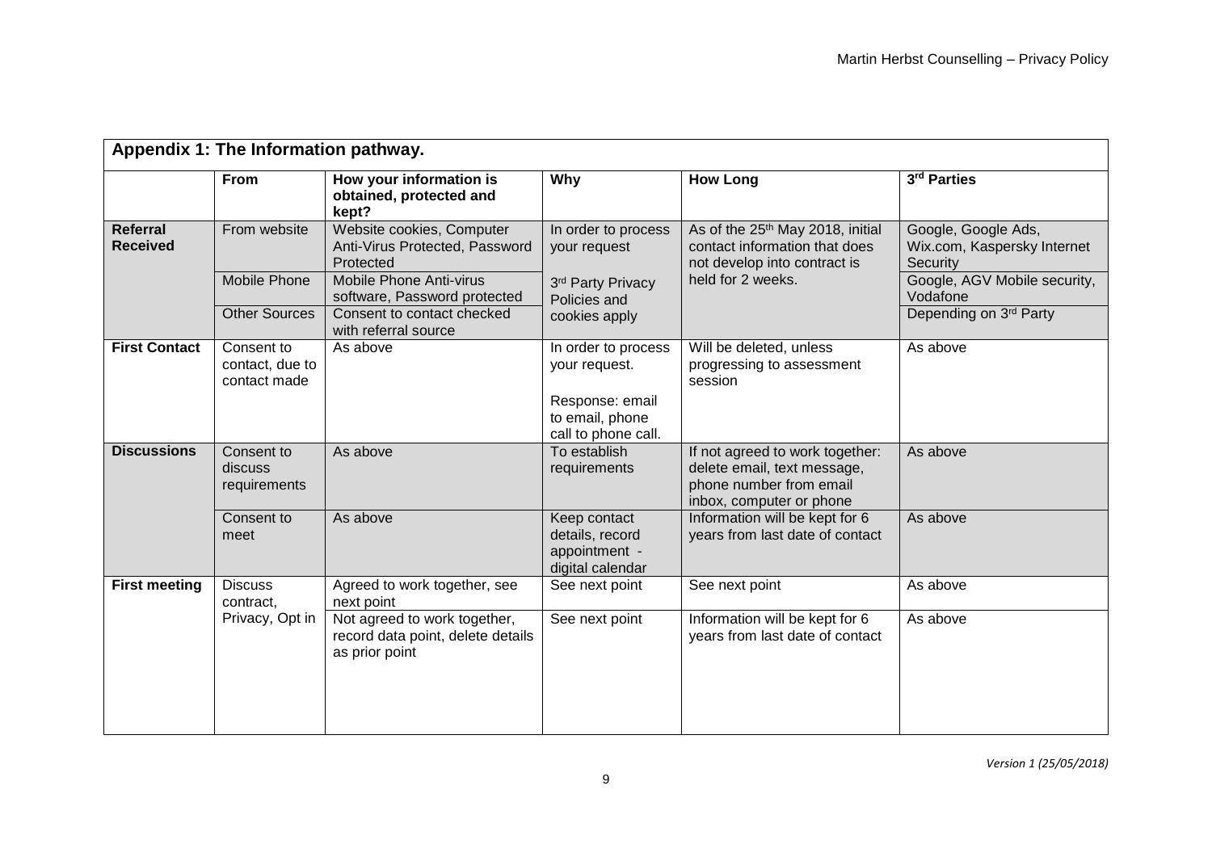## Appendix 1: The Information pathway.

| | From | How your information is obtained, protected and kept? | Why | How Long | 3rd Parties |
|---|---|---|---|---|---|
| **Referral Received** | From website | Website cookies, Computer Anti-Virus Protected, Password Protected | In order to process your request | As of the 25th May 2018, initial contact information that does not develop into contract is held for 2 weeks. | Google, Google Ads, Wix.com, Kaspersky Internet Security |
| | Mobile Phone | Mobile Phone Anti-virus software, Password protected | 3rd Party Privacy Policies and cookies apply | | Google, AGV Mobile security, Vodafone |
| | Other Sources | Consent to contact checked with referral source | | | Depending on 3rd Party |
| **First Contact** | Consent to contact, due to contact made | As above | In order to process your request. Response: email to email, phone call to phone call. | Will be deleted, unless progressing to assessment session | As above |
| **Discussions** | Consent to discuss requirements | As above | To establish requirements | If not agreed to work together: delete email, text message, phone number from email inbox, computer or phone | As above |
| | Consent to meet | As above | Keep contact details, record appointment - digital calendar | Information will be kept for 6 years from last date of contact | As above |
| **First meeting** | Discuss contract, Privacy, Opt in | Agreed to work together, see next point | See next point | See next point | As above |
| | | Not agreed to work together, record data point, delete details as prior point | See next point | Information will be kept for 6 years from last date of contact | As above |

*Version 1 (25/05/2018)*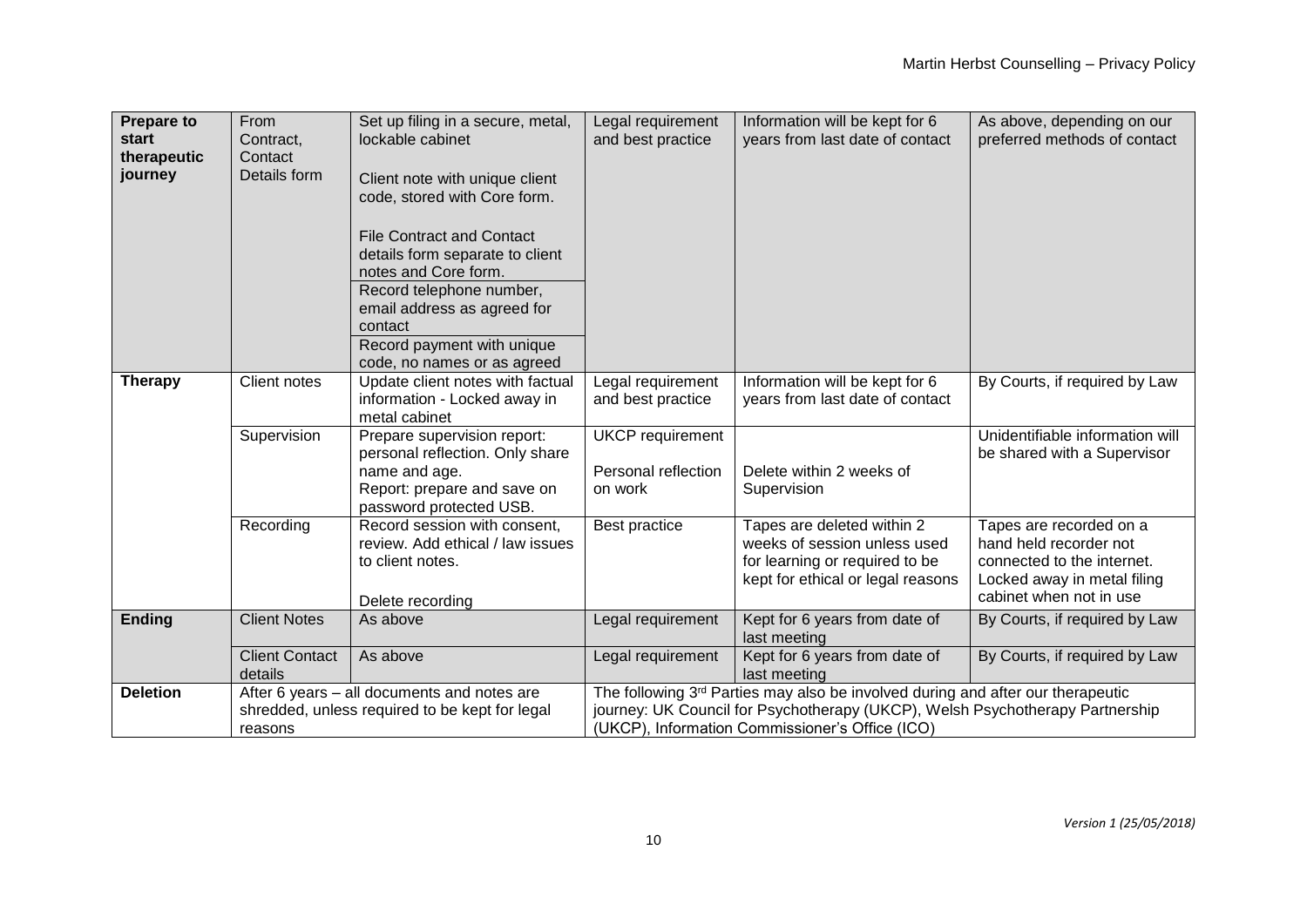| | | | | | |
|---|---|---|---|---|---|
| **Prepare to start therapeutic journey** | From Contract, Contact Details form | Set up filing in a secure, metal, lockable cabinet<br><br>Client note with unique client code, stored with Core form.<br><br>File Contract and Contact details form separate to client notes and Core form.<br>Record telephone number, email address as agreed for contact<br>Record payment with unique code, no names or as agreed | Legal requirement and best practice | Information will be kept for 6 years from last date of contact | As above, depending on our preferred methods of contact |
| **Therapy** | Client notes | Update client notes with factual information - Locked away in metal cabinet | Legal requirement and best practice | Information will be kept for 6 years from last date of contact | By Courts, if required by Law |
| | Supervision | Prepare supervision report: personal reflection. Only share name and age.<br>Report: prepare and save on password protected USB. | UKCP requirement<br><br>Personal reflection on work | Delete within 2 weeks of Supervision | Unidentifiable information will be shared with a Supervisor |
| | Recording | Record session with consent, review. Add ethical / law issues to client notes.<br><br>Delete recording | Best practice | Tapes are deleted within 2 weeks of session unless used for learning or required to be kept for ethical or legal reasons | Tapes are recorded on a hand held recorder not connected to the internet. Locked away in metal filing cabinet when not in use |
| **Ending** | Client Notes | As above | Legal requirement | Kept for 6 years from date of last meeting | By Courts, if required by Law |
| | Client Contact details | As above | Legal requirement | Kept for 6 years from date of last meeting | By Courts, if required by Law |
| **Deletion** | After 6 years – all documents and notes are shredded, unless required to be kept for legal reasons | | The following 3rd Parties may also be involved during and after our therapeutic journey: UK Council for Psychotherapy (UKCP), Welsh Psychotherapy Partnership (UKCP), Information Commissioner's Office (ICO) | | |

*Version 1 (25/05/2018)*